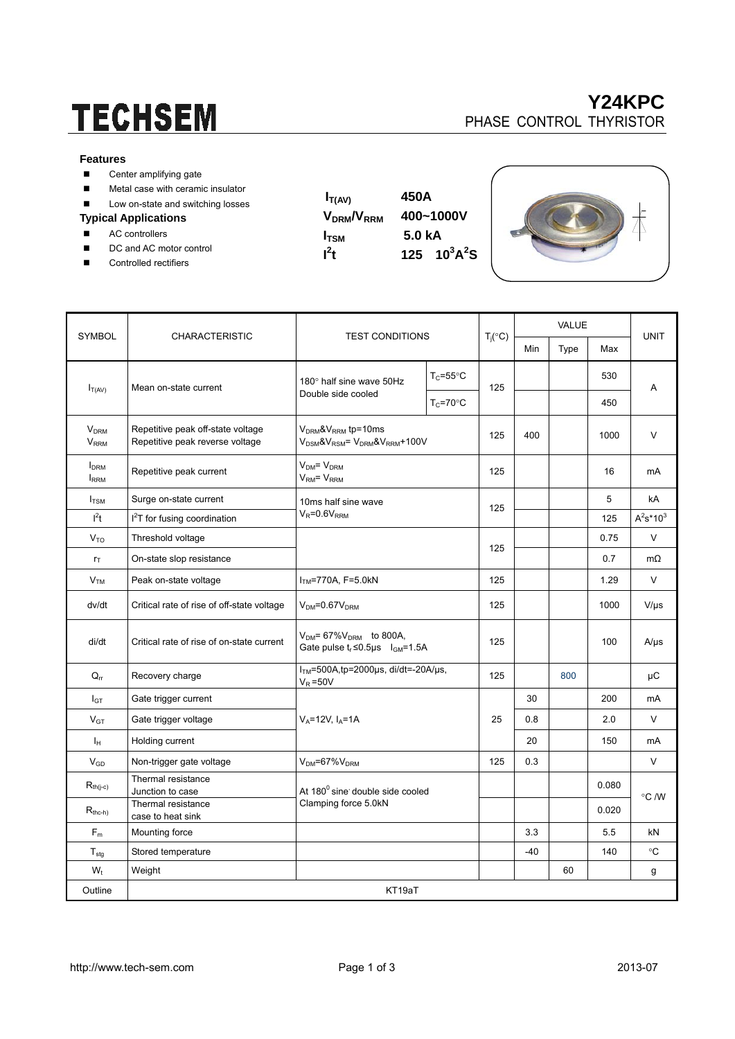# TECHSEM

## Y24KPC

PHASE CONTROL THYRISTOR

### Features

- Center amplifying gate
- Metal case with ceramic insulator
- Low on-state and switching losses

### Typical Applications

- AC controllers
- DC and AC motor control
- Controlled rectifiers

| | |
|---|---|
| $I_{T(AV)}$ | 450A |
| $V_{DRM}/V_{RRM}$ | 400~1000V |
| $I_{TSM}$ | 5.0 kA |
| $I^2t$ | 125 $10^3A^2S$ |

| SYMBOL | CHARACTERISTIC | TEST CONDITIONS | | $T_j$(°C) | VALUE | | | UNIT |
|---|---|---|---|---|---|---|---|---|
| | | | | | Min | Type | Max | |
| $I_{T(AV)}$ | Mean on-state current | 180° half sine wave 50Hz Double side cooled | $T_C$=55°C | 125 | | | 530 | A |
| | | | $T_C$=70°C | | | | 450 | |
| $V_{DRM}$ $V_{RRM}$ | Repetitive peak off-state voltage Repetitive peak reverse voltage | $V_{DRM}$&$V_{RRM}$ tp=10ms $V_{DSM}$&$V_{RSM}$= $V_{DRM}$&$V_{RRM}$+100V | | 125 | 400 | | 1000 | V |
| $I_{DRM}$ $I_{RRM}$ | Repetitive peak current | $V_{DM}$= $V_{DRM}$ $V_{RM}$= $V_{RRM}$ | | 125 | | | 16 | mA |
| $I_{TSM}$ | Surge on-state current | 10ms half sine wave $V_R$=0.6$V_{RRM}$ | | 125 | | | 5 | kA |
| $I^2t$ | $I^2T$ for fusing coordination | | | | | | 125 | $A^2s*10^3$ |
| $V_{TO}$ | Threshold voltage | | | 125 | | | 0.75 | V |
| $r_T$ | On-state slop resistance | | | | | | 0.7 | mΩ |
| $V_{TM}$ | Peak on-state voltage | $I_{TM}$=770A, F=5.0kN | | 125 | | | 1.29 | V |
| dv/dt | Critical rate of rise of off-state voltage | $V_{DM}$=0.67$V_{DRM}$ | | 125 | | | 1000 | V/μs |
| di/dt | Critical rate of rise of on-state current | $V_{DM}$= 67%$V_{DRM}$ to 800A, Gate pulse $t_r$≤0.5μs $I_{GM}$=1.5A | | 125 | | | 100 | A/μs |
| $Q_{rr}$ | Recovery charge | $I_{TM}$=500A,tp=2000μs, di/dt=-20A/μs, $V_R$=50V | | 125 | | 800 | | μC |
| $I_{GT}$ | Gate trigger current | $V_A$=12V, $I_A$=1A | | 25 | 30 | | 200 | mA |
| $V_{GT}$ | Gate trigger voltage | | | | 0.8 | | 2.0 | V |
| $I_H$ | Holding current | | | | 20 | | 150 | mA |
| $V_{GD}$ | Non-trigger gate voltage | $V_{DM}$=67%$V_{DRM}$ | | 125 | 0.3 | | | V |
| $R_{th(j-c)}$ | Thermal resistance Junction to case | At 180° sine, double side cooled Clamping force 5.0kN | | | | | 0.080 | °C /W |
| $R_{th(c-h)}$ | Thermal resistance case to heat sink | | | | | | 0.020 | |
| $F_m$ | Mounting force | | | | 3.3 | | 5.5 | kN |
| $T_{stg}$ | Stored temperature | | | | -40 | | 140 | °C |
| $W_t$ | Weight | | | | | 60 | | g |
| Outline | KT19aT | | | | | | | |

http://www.tech-sem.com 2013-07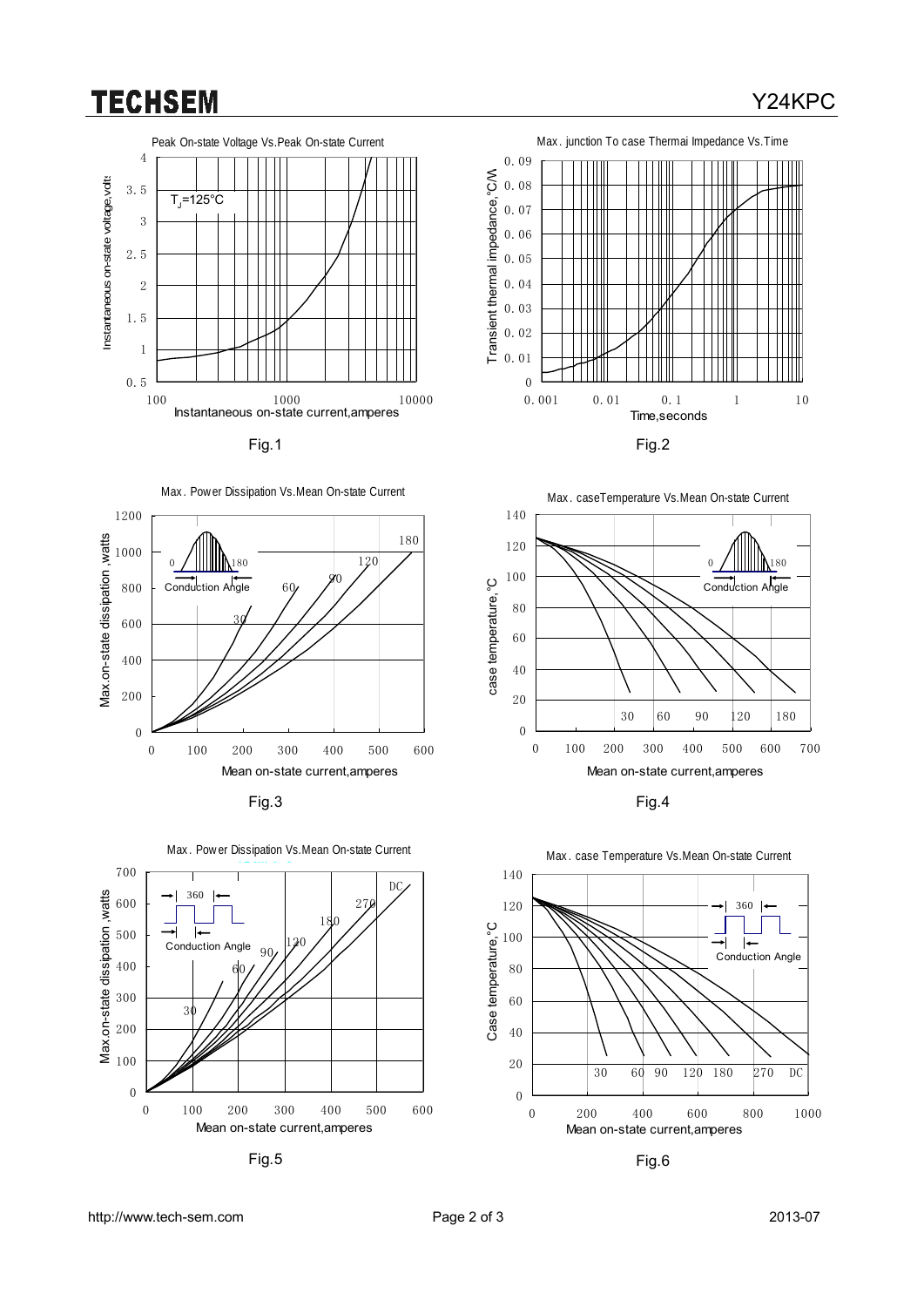Peak On-state Voltage Vs.Peak On-state Current

$T_J$=125°C

Instantaneous on-state voltage,volts

Instantaneous on-state current,amperes

Fig.1

Max. junction To case Thermai Impedance Vs.Time

Transient thermal impedance,°C/W

Time,seconds

Fig.2

Max. Power Dissipation Vs.Mean On-state Current

Conduction Angle

Max.on-state dissipation ,watts

Mean on-state current,amperes

Fig.3

Max. caseTemperature Vs.Mean On-state Current

Conduction Angle

case temperature,°C

Mean on-state current,amperes

Fig.4

Max. Power Dissipation Vs.Mean On-state Current

Conduction Angle

Max.on-state dissipation ,watts

Mean on-state current,amperes

Fig.5

Max. case Temperature Vs.Mean On-state Current

Conduction Angle

Case temperature,°C

Mean on-state current,amperes

Fig.6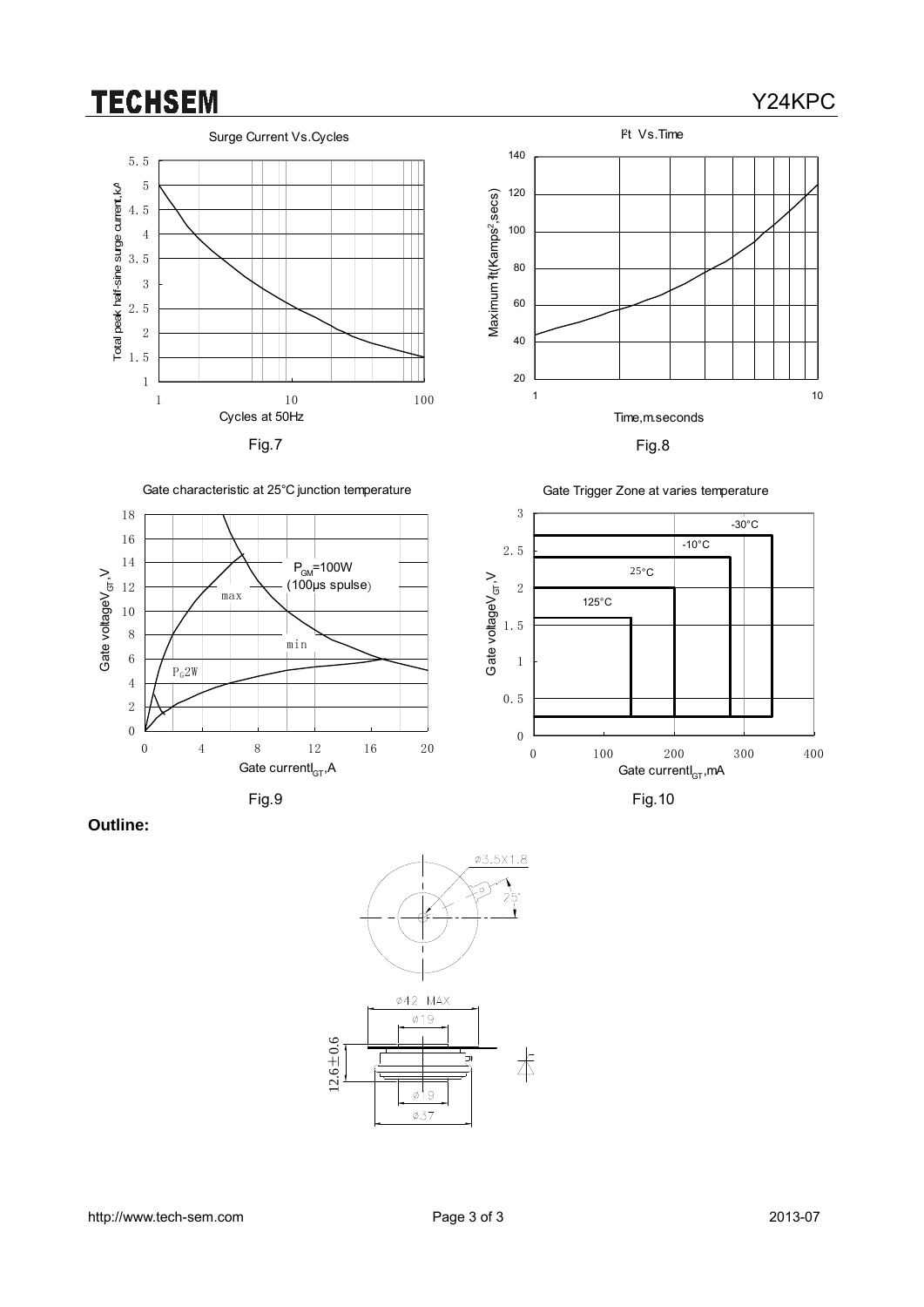Surge Current Vs.Cycles

Total peak half-sine surge current, kA

5.5
5
4.5
4
3.5
3
2.5
2
1.5
1

1
10
100

Cycles at 50Hz

Fig.7

$I^2t$ Vs.Time

Maximum $I^2t$(Kamps$^2$,secs)

140
120
100
80
60
40
20

1
10

Time,m.seconds

Fig.8

Gate characteristic at 25°C junction temperature

Gate voltage$V_{GT}$, V

18
16
14
12
10
8
6
4
2
0

0
4
8
12
16
20

Gate current$I_{GT}$,A

$P_{GM}$=100W
(100μs spulse)

max

min

$P_G$2W

Fig.9

Gate Trigger Zone at varies temperature

Gate voltage$V_{GT}$, V

3
2.5
2
1.5
1
0.5
0

0
100
200
300
400

Gate current$I_{GT}$,mA

-30°C
-10°C
25°C
125°C

Fig.10

**Outline:**

ø3.5X1.8

25°

ø42 MAX

ø19

12.6±0.6

ø19

ø37